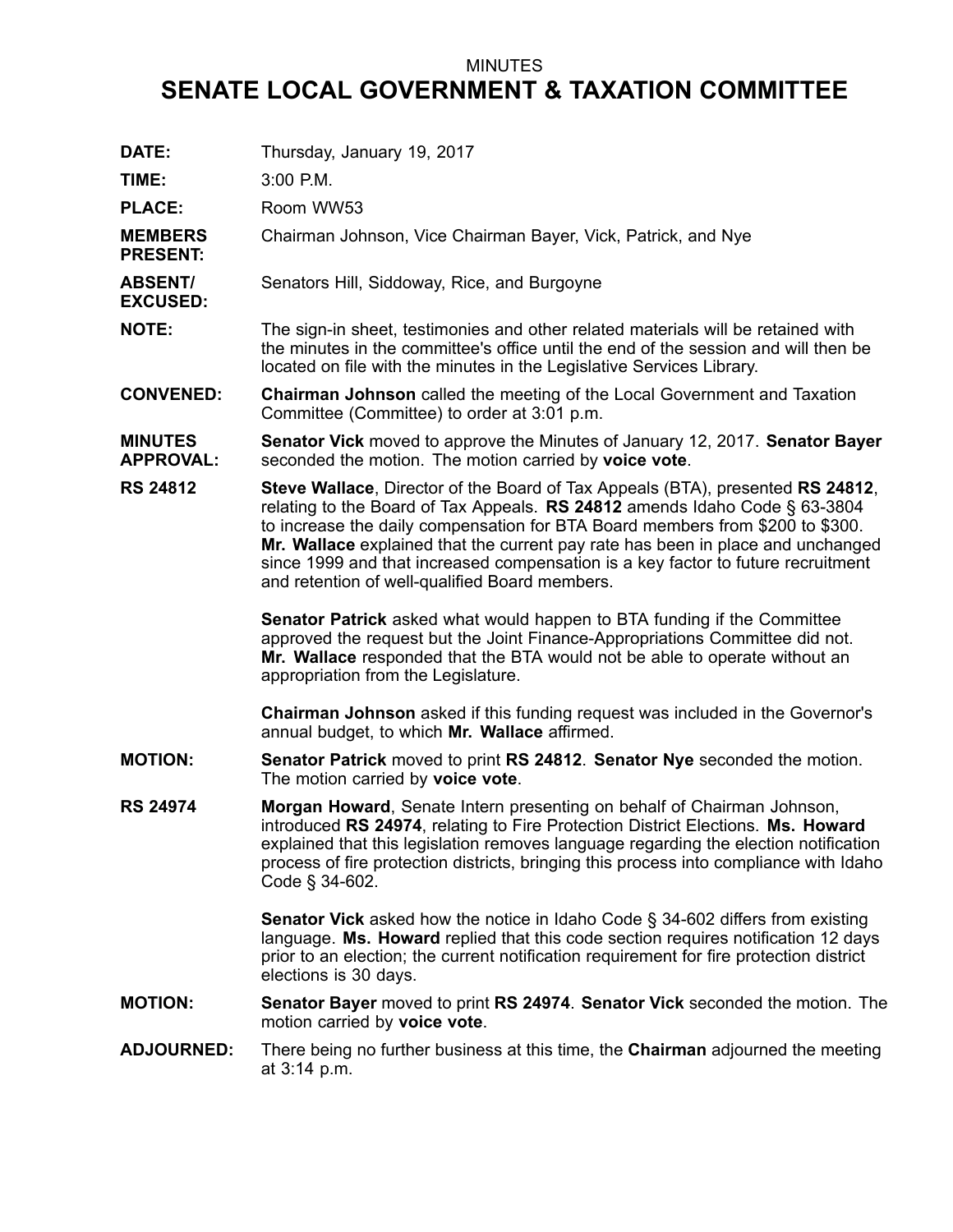MINUTES

# SENATE LOCAL GOVERNMENT & TAXATION COMMITTEE

**DATE:** Thursday, January 19, 2017

**TIME:** 3:00 P.M.

**PLACE:** Room WW53

**MEMBERS PRESENT:** Chairman Johnson, Vice Chairman Bayer, Vick, Patrick, and Nye

**ABSENT/ EXCUSED:** Senators Hill, Siddoway, Rice, and Burgoyne

**NOTE:** The sign-in sheet, testimonies and other related materials will be retained with the minutes in the committee's office until the end of the session and will then be located on file with the minutes in the Legislative Services Library.

**CONVENED:** **Chairman Johnson** called the meeting of the Local Government and Taxation Committee (Committee) to order at 3:01 p.m.

**MINUTES APPROVAL:** **Senator Vick** moved to approve the Minutes of January 12, 2017. **Senator Bayer** seconded the motion. The motion carried by **voice vote**.

**RS 24812** **Steve Wallace**, Director of the Board of Tax Appeals (BTA), presented **RS 24812**, relating to the Board of Tax Appeals. **RS 24812** amends Idaho Code § 63-3804 to increase the daily compensation for BTA Board members from $200 to $300. **Mr. Wallace** explained that the current pay rate has been in place and unchanged since 1999 and that increased compensation is a key factor to future recruitment and retention of well-qualified Board members.

**Senator Patrick** asked what would happen to BTA funding if the Committee approved the request but the Joint Finance-Appropriations Committee did not. **Mr. Wallace** responded that the BTA would not be able to operate without an appropriation from the Legislature.

**Chairman Johnson** asked if this funding request was included in the Governor's annual budget, to which **Mr. Wallace** affirmed.

**MOTION:** **Senator Patrick** moved to print **RS 24812**. **Senator Nye** seconded the motion. The motion carried by **voice vote**.

**RS 24974** **Morgan Howard**, Senate Intern presenting on behalf of Chairman Johnson, introduced **RS 24974**, relating to Fire Protection District Elections. **Ms. Howard** explained that this legislation removes language regarding the election notification process of fire protection districts, bringing this process into compliance with Idaho Code § 34-602.

**Senator Vick** asked how the notice in Idaho Code § 34-602 differs from existing language. **Ms. Howard** replied that this code section requires notification 12 days prior to an election; the current notification requirement for fire protection district elections is 30 days.

**MOTION:** **Senator Bayer** moved to print **RS 24974**. **Senator Vick** seconded the motion. The motion carried by **voice vote**.

**ADJOURNED:** There being no further business at this time, the **Chairman** adjourned the meeting at 3:14 p.m.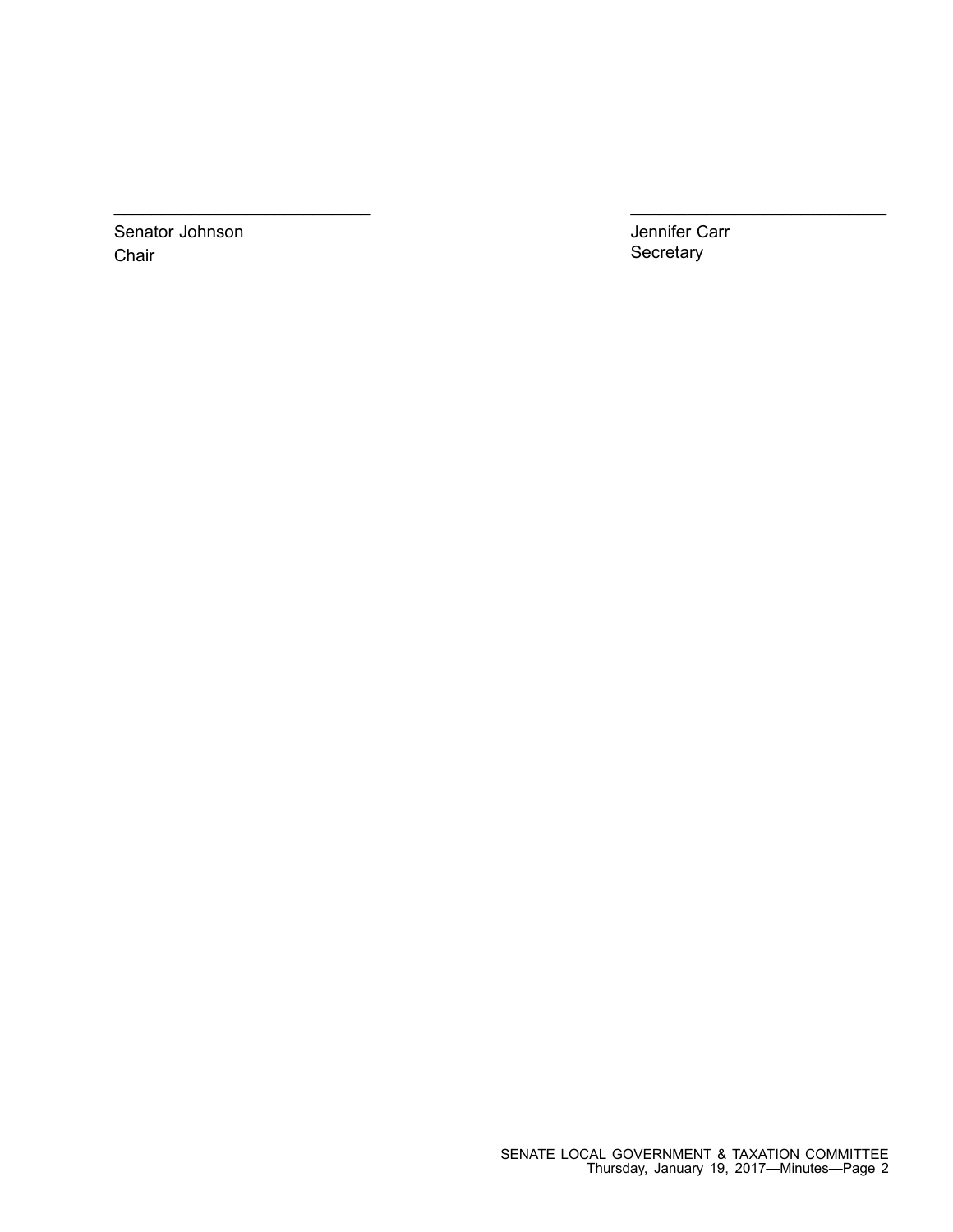| | |
| --- | --- |
| ___________________________ | ___________________________ |
| Senator Johnson | Jennifer Carr |
| Chair | Secretary |